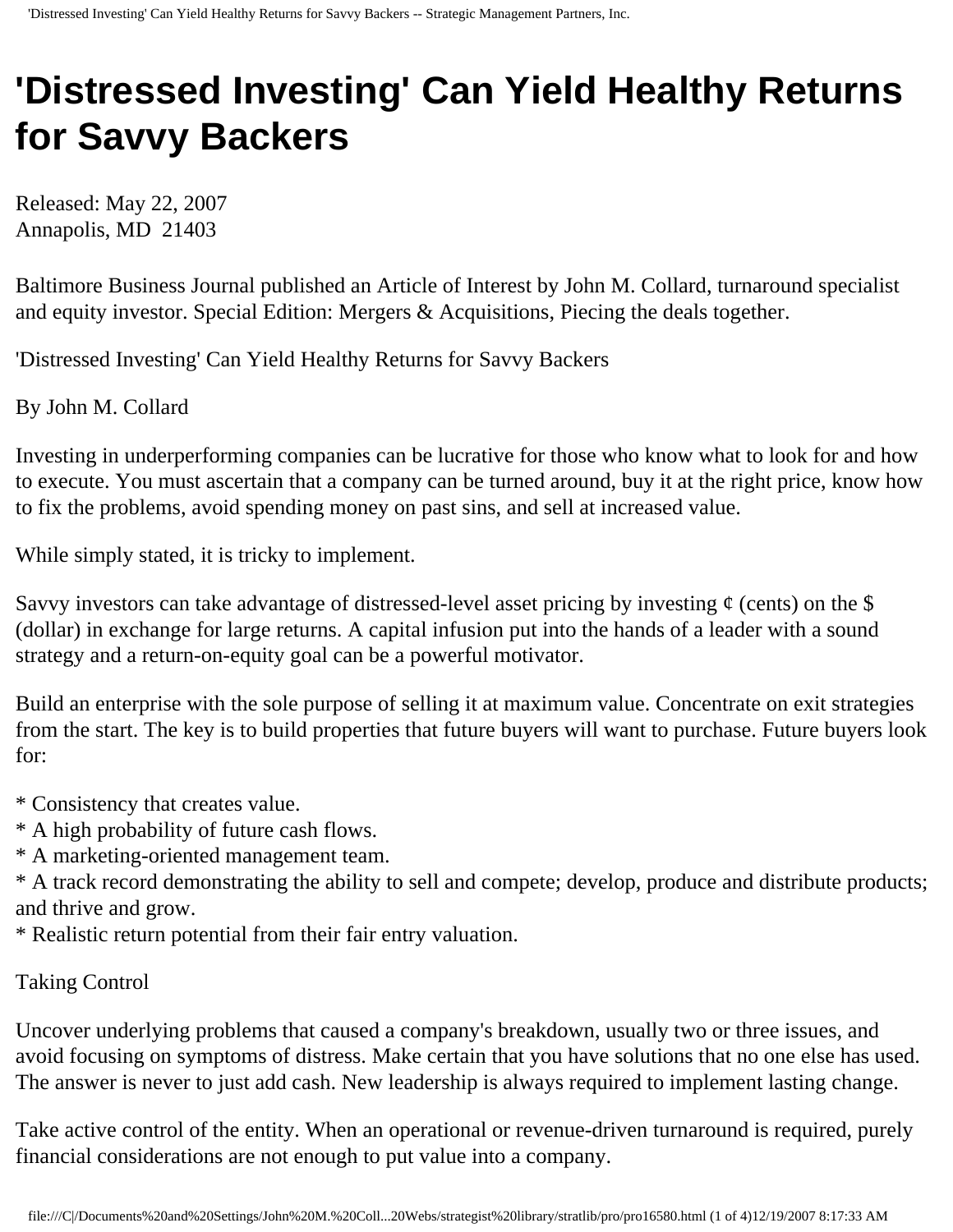# 'Distressed Investing' Can Yield Healthy Returns for Savvy Backers

Released: May 22, 2007
Annapolis, MD 21403

Baltimore Business Journal published an Article of Interest by John M. Collard, turnaround specialist and equity investor. Special Edition: Mergers & Acquisitions, Piecing the deals together.

'Distressed Investing' Can Yield Healthy Returns for Savvy Backers

By John M. Collard

Investing in underperforming companies can be lucrative for those who know what to look for and how to execute. You must ascertain that a company can be turned around, buy it at the right price, know how to fix the problems, avoid spending money on past sins, and sell at increased value.

While simply stated, it is tricky to implement.

Savvy investors can take advantage of distressed-level asset pricing by investing ¢ (cents) on the $ (dollar) in exchange for large returns. A capital infusion put into the hands of a leader with a sound strategy and a return-on-equity goal can be a powerful motivator.

Build an enterprise with the sole purpose of selling it at maximum value. Concentrate on exit strategies from the start. The key is to build properties that future buyers will want to purchase. Future buyers look for:

* Consistency that creates value.
* A high probability of future cash flows.
* A marketing-oriented management team.
* A track record demonstrating the ability to sell and compete; develop, produce and distribute products; and thrive and grow.
* Realistic return potential from their fair entry valuation.

Taking Control

Uncover underlying problems that caused a company's breakdown, usually two or three issues, and avoid focusing on symptoms of distress. Make certain that you have solutions that no one else has used. The answer is never to just add cash. New leadership is always required to implement lasting change.

Take active control of the entity. When an operational or revenue-driven turnaround is required, purely financial considerations are not enough to put value into a company.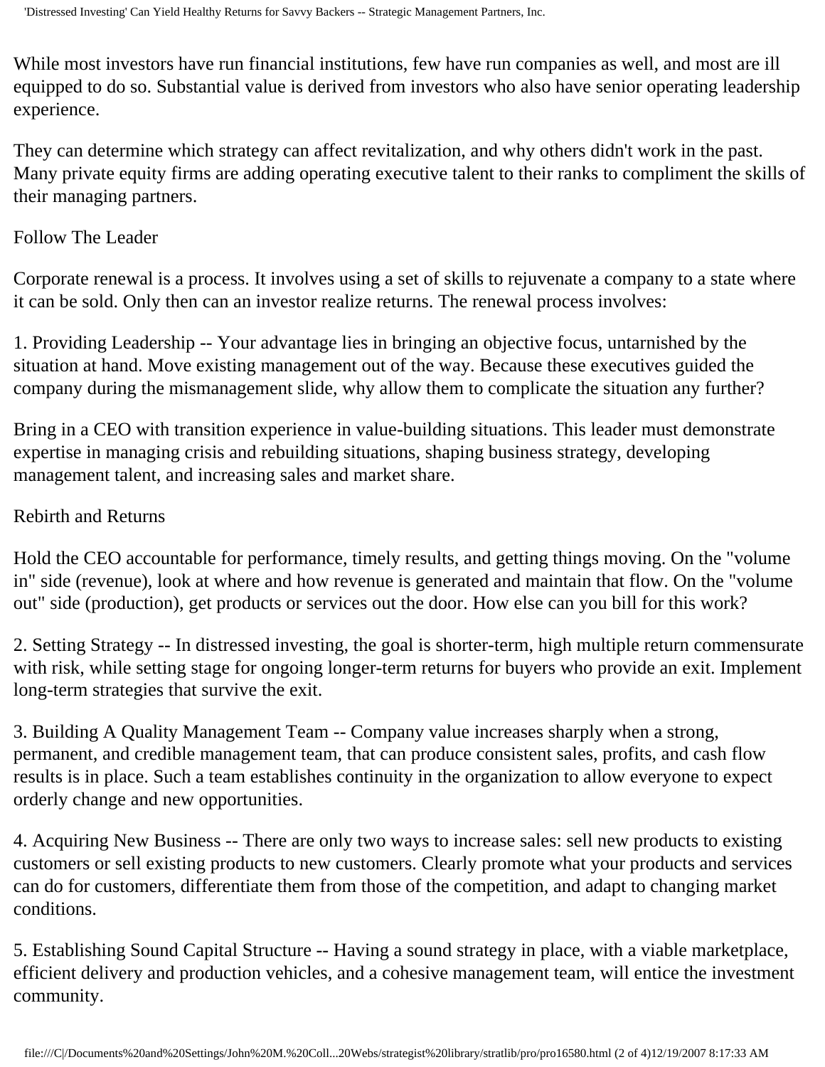While most investors have run financial institutions, few have run companies as well, and most are ill equipped to do so. Substantial value is derived from investors who also have senior operating leadership experience.

They can determine which strategy can affect revitalization, and why others didn't work in the past. Many private equity firms are adding operating executive talent to their ranks to compliment the skills of their managing partners.

## Follow The Leader

Corporate renewal is a process. It involves using a set of skills to rejuvenate a company to a state where it can be sold. Only then can an investor realize returns. The renewal process involves:

1. Providing Leadership -- Your advantage lies in bringing an objective focus, untarnished by the situation at hand. Move existing management out of the way. Because these executives guided the company during the mismanagement slide, why allow them to complicate the situation any further?

Bring in a CEO with transition experience in value-building situations. This leader must demonstrate expertise in managing crisis and rebuilding situations, shaping business strategy, developing management talent, and increasing sales and market share.

## Rebirth and Returns

Hold the CEO accountable for performance, timely results, and getting things moving. On the "volume in" side (revenue), look at where and how revenue is generated and maintain that flow. On the "volume out" side (production), get products or services out the door. How else can you bill for this work?

2. Setting Strategy -- In distressed investing, the goal is shorter-term, high multiple return commensurate with risk, while setting stage for ongoing longer-term returns for buyers who provide an exit. Implement long-term strategies that survive the exit.

3. Building A Quality Management Team -- Company value increases sharply when a strong, permanent, and credible management team, that can produce consistent sales, profits, and cash flow results is in place. Such a team establishes continuity in the organization to allow everyone to expect orderly change and new opportunities.

4. Acquiring New Business -- There are only two ways to increase sales: sell new products to existing customers or sell existing products to new customers. Clearly promote what your products and services can do for customers, differentiate them from those of the competition, and adapt to changing market conditions.

5. Establishing Sound Capital Structure -- Having a sound strategy in place, with a viable marketplace, efficient delivery and production vehicles, and a cohesive management team, will entice the investment community.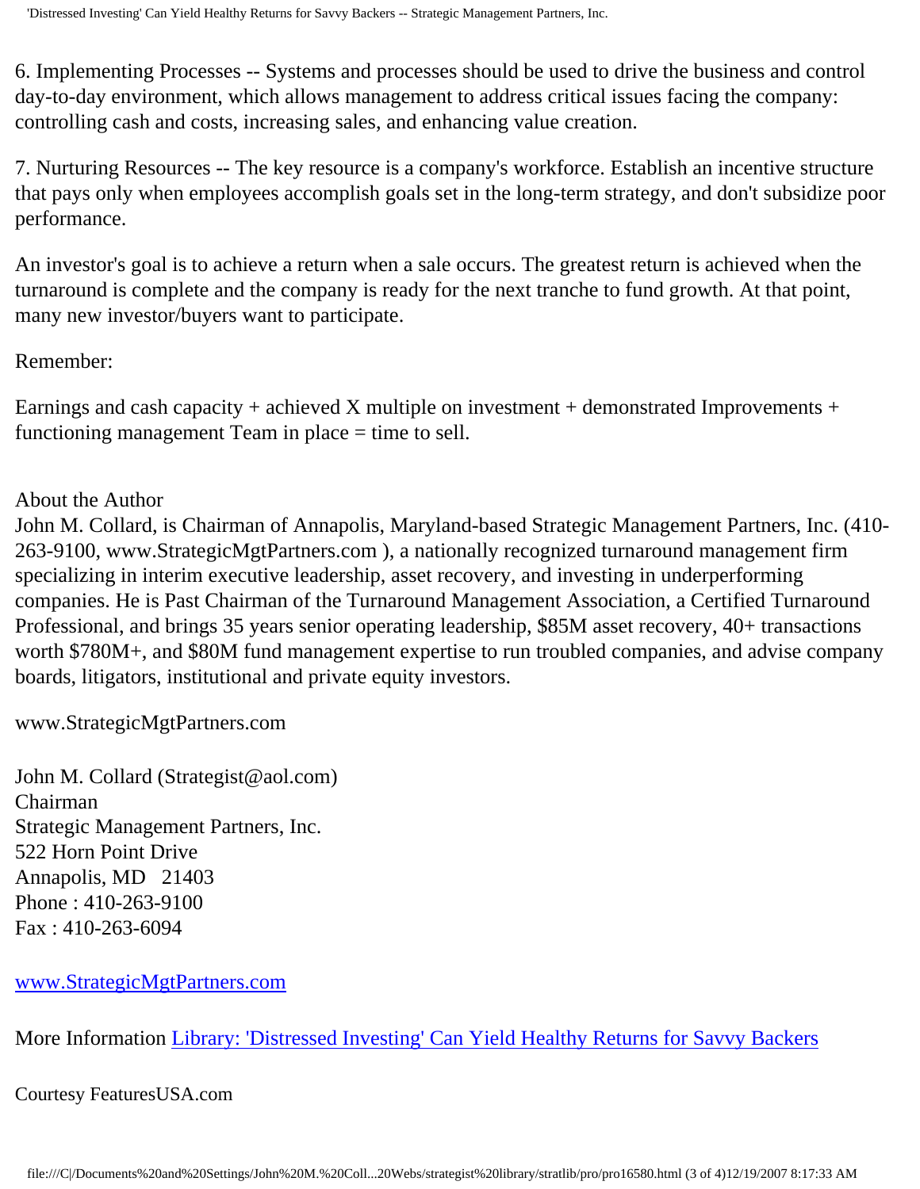6. Implementing Processes -- Systems and processes should be used to drive the business and control day-to-day environment, which allows management to address critical issues facing the company: controlling cash and costs, increasing sales, and enhancing value creation.

7. Nurturing Resources -- The key resource is a company's workforce. Establish an incentive structure that pays only when employees accomplish goals set in the long-term strategy, and don't subsidize poor performance.

An investor's goal is to achieve a return when a sale occurs. The greatest return is achieved when the turnaround is complete and the company is ready for the next tranche to fund growth. At that point, many new investor/buyers want to participate.

Remember:

Earnings and cash capacity + achieved X multiple on investment + demonstrated Improvements + functioning management Team in place = time to sell.

About the Author

John M. Collard, is Chairman of Annapolis, Maryland-based Strategic Management Partners, Inc. (410-263-9100, www.StrategicMgtPartners.com ), a nationally recognized turnaround management firm specializing in interim executive leadership, asset recovery, and investing in underperforming companies. He is Past Chairman of the Turnaround Management Association, a Certified Turnaround Professional, and brings 35 years senior operating leadership, $85M asset recovery, 40+ transactions worth $780M+, and $80M fund management expertise to run troubled companies, and advise company boards, litigators, institutional and private equity investors.

www.StrategicMgtPartners.com

John M. Collard (Strategist@aol.com)
Chairman
Strategic Management Partners, Inc.
522 Horn Point Drive
Annapolis, MD 21403
Phone : 410-263-9100
Fax : 410-263-6094

[www.StrategicMgtPartners.com](http://www.StrategicMgtPartners.com)

More Information [Library: 'Distressed Investing' Can Yield Healthy Returns for Savvy Backers]()

Courtesy FeaturesUSA.com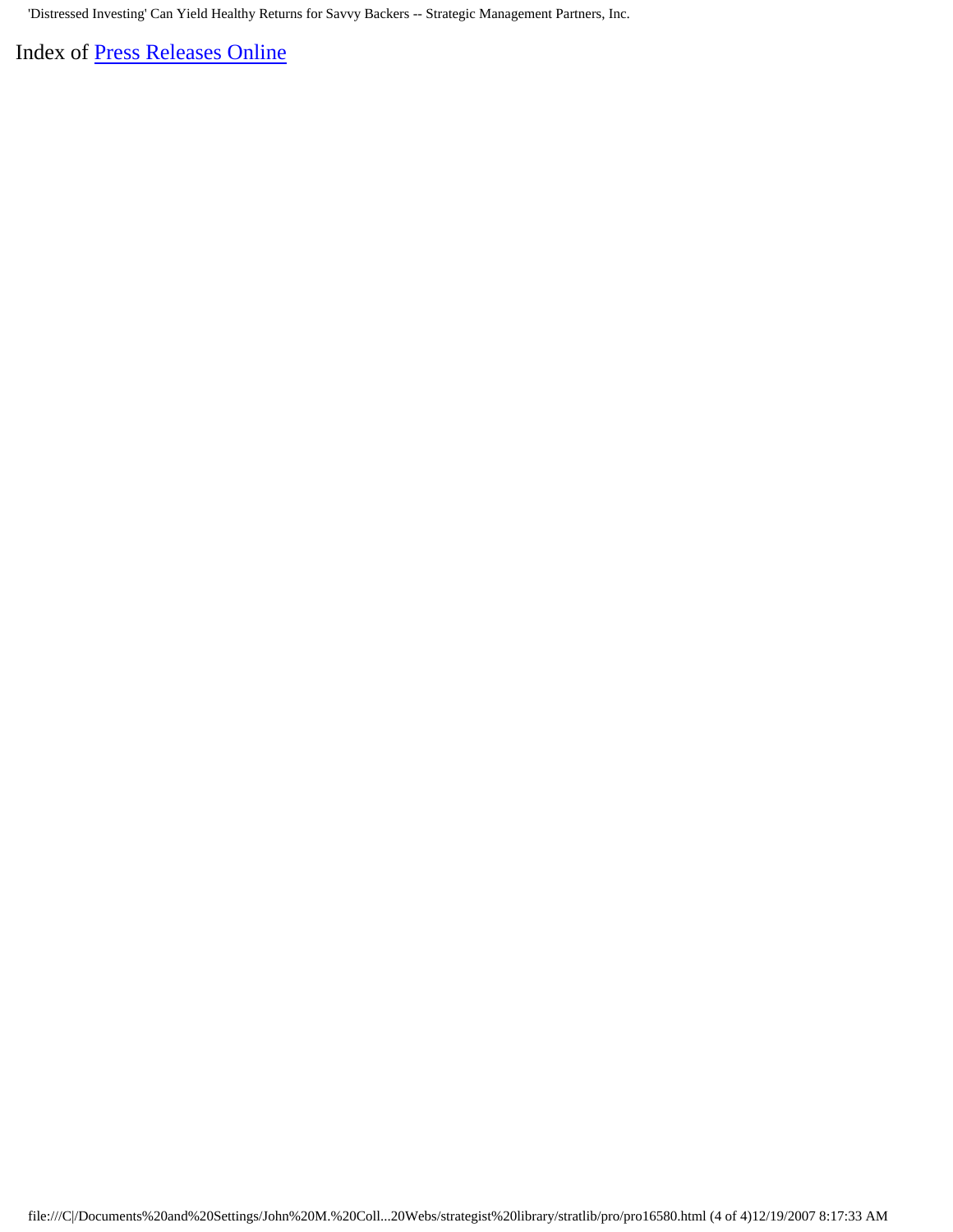Index of [Press Releases Online]